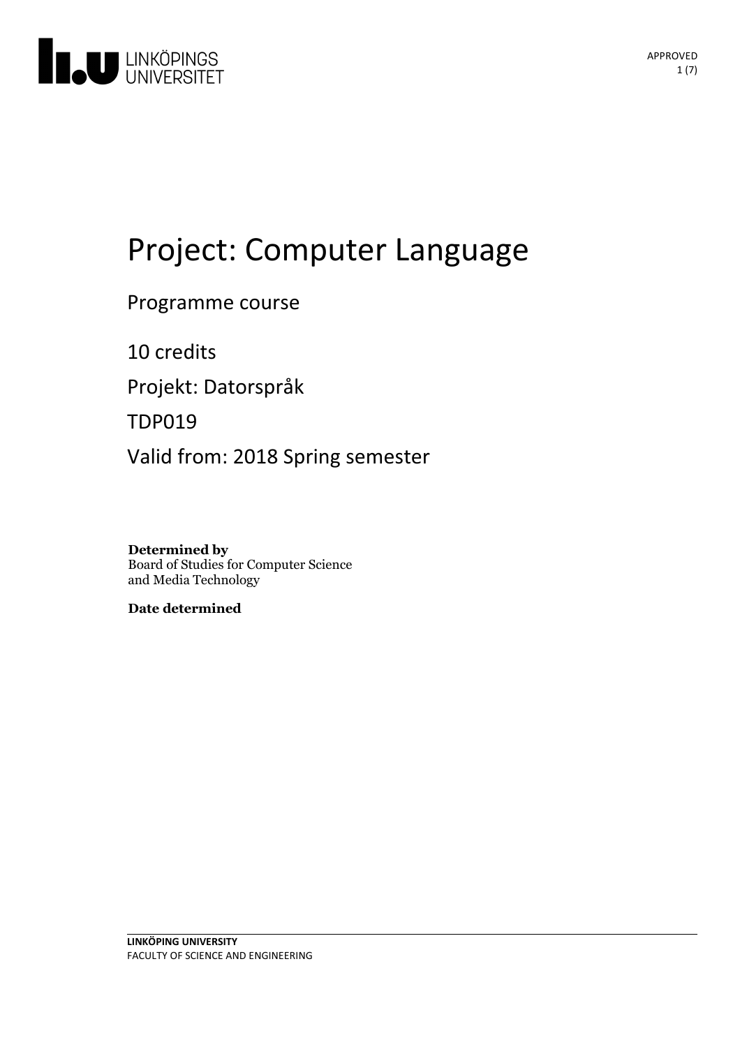# Project: Computer Language

Programme course

10 credits

Projekt: Datorspråk

TDP019

Valid from: 2018 Spring semester

**Determined by**
Board of Studies for Computer Science and Media Technology

**Date determined**

**LINKÖPING UNIVERSITY**
FACULTY OF SCIENCE AND ENGINEERING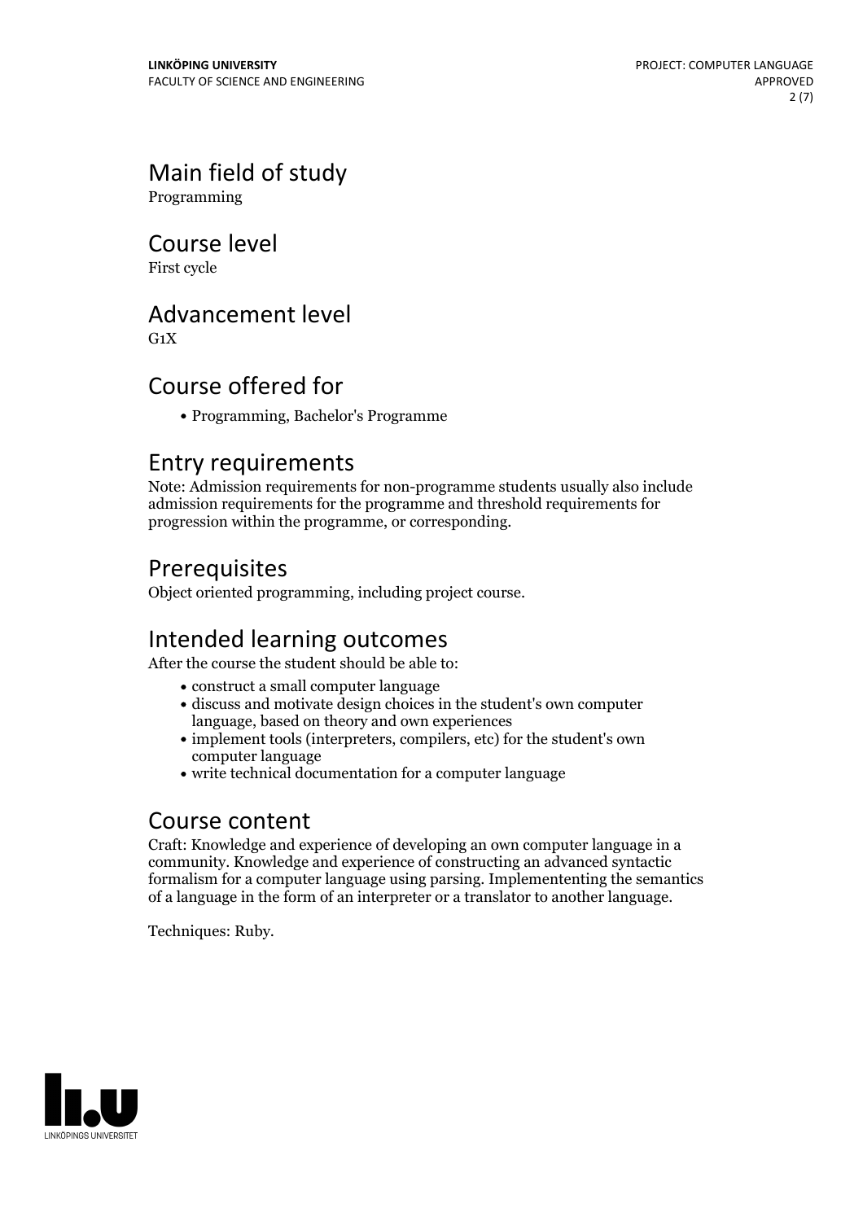## Main field of study

Programming

## Course level

First cycle

## Advancement level

G1X

## Course offered for

- Programming, Bachelor's Programme

## Entry requirements

Note: Admission requirements for non-programme students usually also include admission requirements for the programme and threshold requirements for progression within the programme, or corresponding.

## Prerequisites

Object oriented programming, including project course.

## Intended learning outcomes

After the course the student should be able to:

- construct a small computer language
- discuss and motivate design choices in the student's own computer language, based on theory and own experiences
- implement tools (interpreters, compilers, etc) for the student's own computer language
- write technical documentation for a computer language

## Course content

Craft: Knowledge and experience of developing an own computer language in a community. Knowledge and experience of constructing an advanced syntactic formalism for a computer language using parsing. Implemententing the semantics of a language in the form of an interpreter or a translator to another language.

Techniques: Ruby.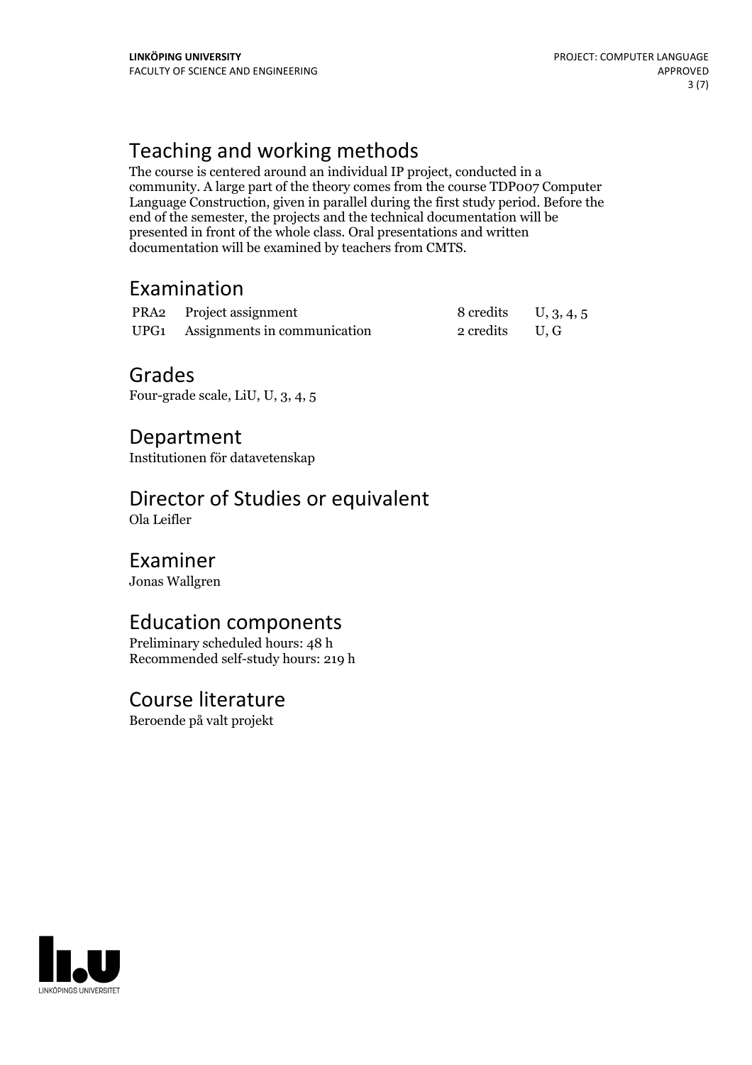## Teaching and working methods

The course is centered around an individual IP project, conducted in a community. A large part of the theory comes from the course TDP007 Computer Language Construction, given in parallel during the first study period. Before the end of the semester, the projects and the technical documentation will be presented in front of the whole class. Oral presentations and written documentation will be examined by teachers from CMTS.

## Examination

| | | | |
|---|---|---|---|
| PRA2 | Project assignment | 8 credits | U, 3, 4, 5 |
| UPG1 | Assignments in communication | 2 credits | U, G |

## Grades

Four-grade scale, LiU, U, 3, 4, 5

## Department

Institutionen för datavetenskap

## Director of Studies or equivalent

Ola Leifler

## Examiner

Jonas Wallgren

## Education components

Preliminary scheduled hours: 48 h
Recommended self-study hours: 219 h

## Course literature

Beroende på valt projekt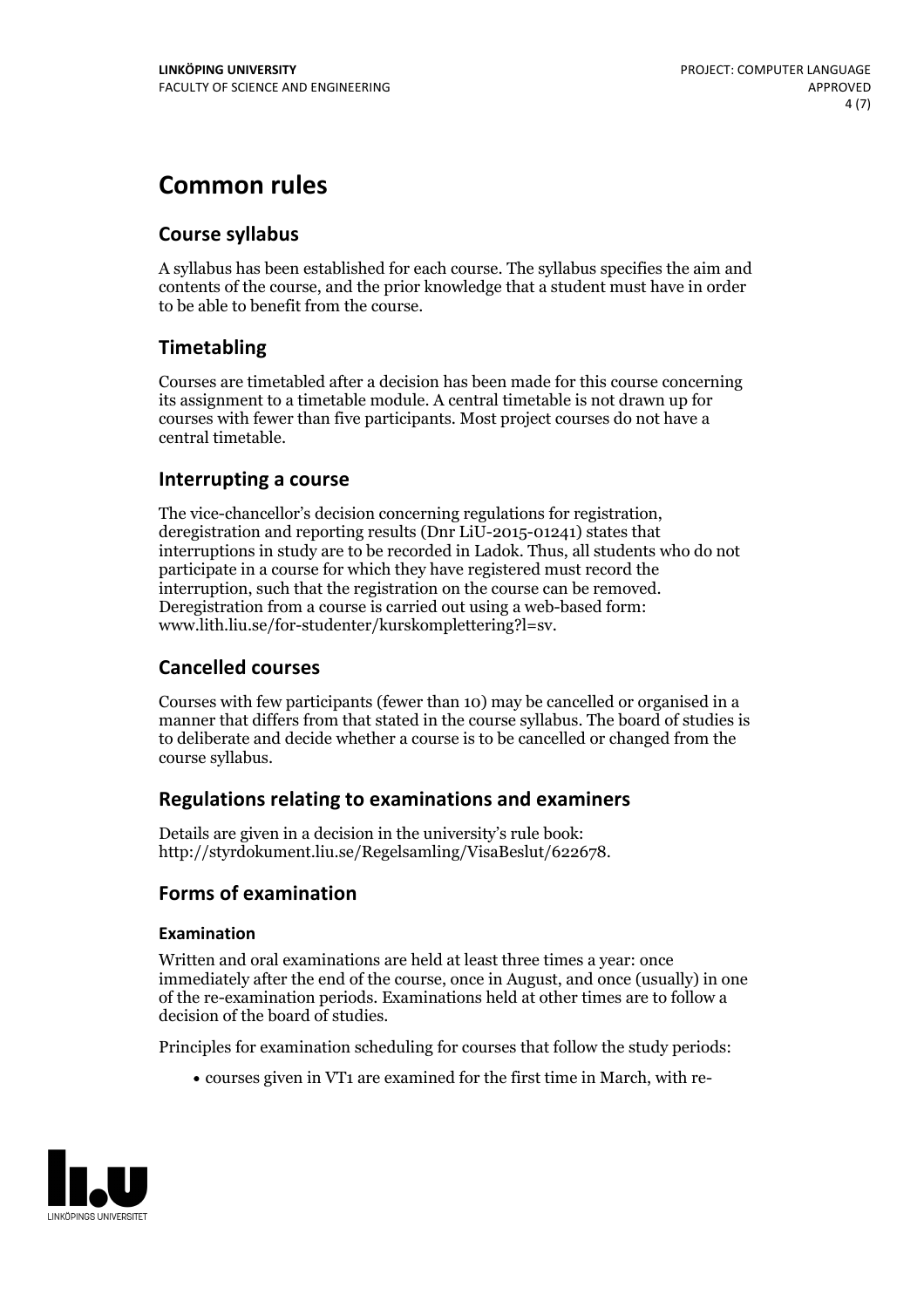# Common rules

## Course syllabus

A syllabus has been established for each course. The syllabus specifies the aim and contents of the course, and the prior knowledge that a student must have in order to be able to benefit from the course.

## Timetabling

Courses are timetabled after a decision has been made for this course concerning its assignment to a timetable module. A central timetable is not drawn up for courses with fewer than five participants. Most project courses do not have a central timetable.

## Interrupting a course

The vice-chancellor's decision concerning regulations for registration, deregistration and reporting results (Dnr LiU-2015-01241) states that interruptions in study are to be recorded in Ladok. Thus, all students who do not participate in a course for which they have registered must record the interruption, such that the registration on the course can be removed. Deregistration from a course is carried out using a web-based form: www.lith.liu.se/for-studenter/kurskomplettering?l=sv.

## Cancelled courses

Courses with few participants (fewer than 10) may be cancelled or organised in a manner that differs from that stated in the course syllabus. The board of studies is to deliberate and decide whether a course is to be cancelled or changed from the course syllabus.

## Regulations relating to examinations and examiners

Details are given in a decision in the university's rule book: http://styrdokument.liu.se/Regelsamling/VisaBeslut/622678.

## Forms of examination

### Examination

Written and oral examinations are held at least three times a year: once immediately after the end of the course, once in August, and once (usually) in one of the re-examination periods. Examinations held at other times are to follow a decision of the board of studies.

Principles for examination scheduling for courses that follow the study periods:

- courses given in VT1 are examined for the first time in March, with re-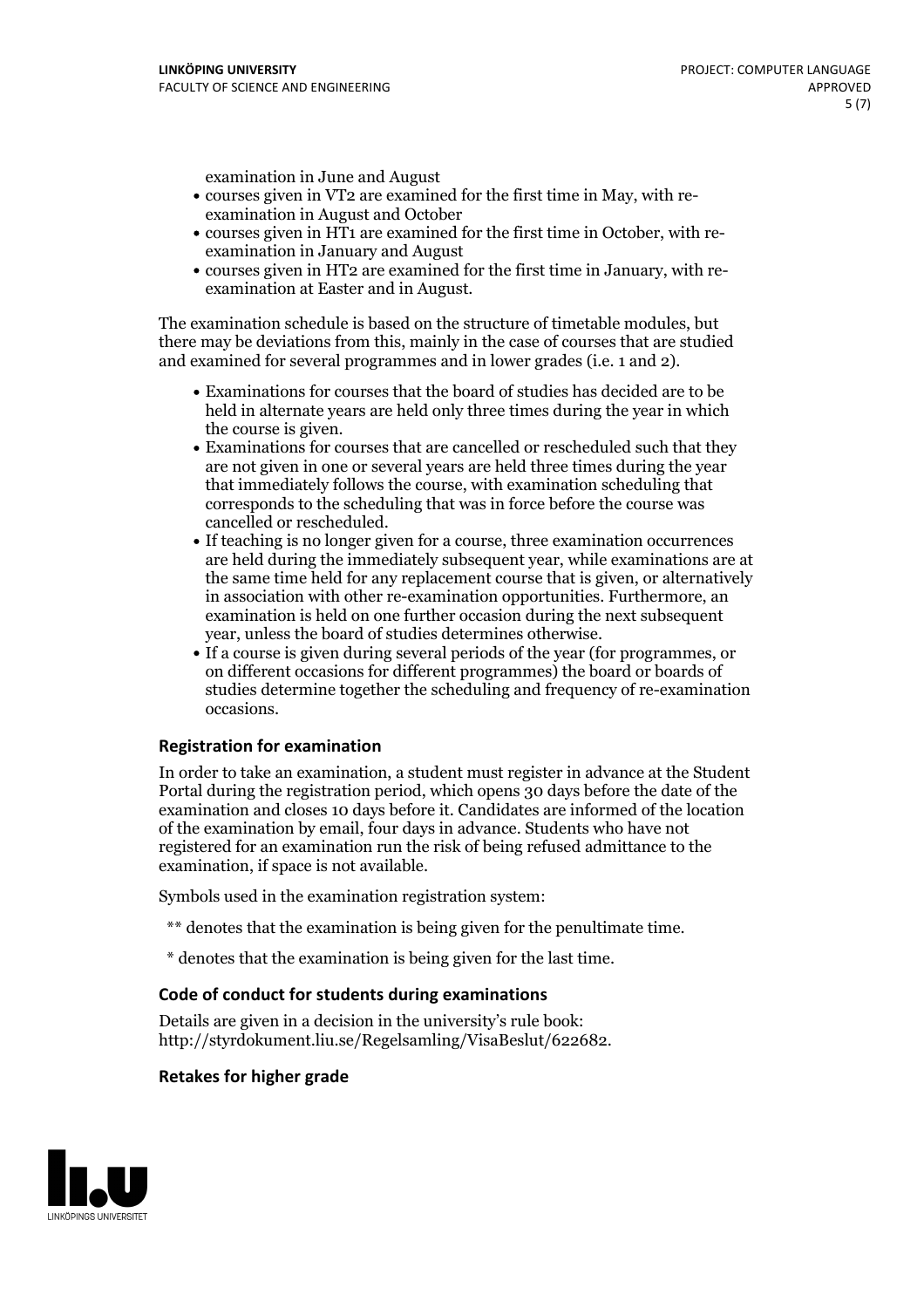examination in June and August

- courses given in VT2 are examined for the first time in May, with re-examination in August and October
- courses given in HT1 are examined for the first time in October, with re-examination in January and August
- courses given in HT2 are examined for the first time in January, with re-examination at Easter and in August.

The examination schedule is based on the structure of timetable modules, but there may be deviations from this, mainly in the case of courses that are studied and examined for several programmes and in lower grades (i.e. 1 and 2).

- Examinations for courses that the board of studies has decided are to be held in alternate years are held only three times during the year in which the course is given.
- Examinations for courses that are cancelled or rescheduled such that they are not given in one or several years are held three times during the year that immediately follows the course, with examination scheduling that corresponds to the scheduling that was in force before the course was cancelled or rescheduled.
- If teaching is no longer given for a course, three examination occurrences are held during the immediately subsequent year, while examinations are at the same time held for any replacement course that is given, or alternatively in association with other re-examination opportunities. Furthermore, an examination is held on one further occasion during the next subsequent year, unless the board of studies determines otherwise.
- If a course is given during several periods of the year (for programmes, or on different occasions for different programmes) the board or boards of studies determine together the scheduling and frequency of re-examination occasions.

### Registration for examination

In order to take an examination, a student must register in advance at the Student Portal during the registration period, which opens 30 days before the date of the examination and closes 10 days before it. Candidates are informed of the location of the examination by email, four days in advance. Students who have not registered for an examination run the risk of being refused admittance to the examination, if space is not available.

Symbols used in the examination registration system:

** denotes that the examination is being given for the penultimate time.

* denotes that the examination is being given for the last time.

### Code of conduct for students during examinations

Details are given in a decision in the university's rule book: http://styrdokument.liu.se/Regelsamling/VisaBeslut/622682.

### Retakes for higher grade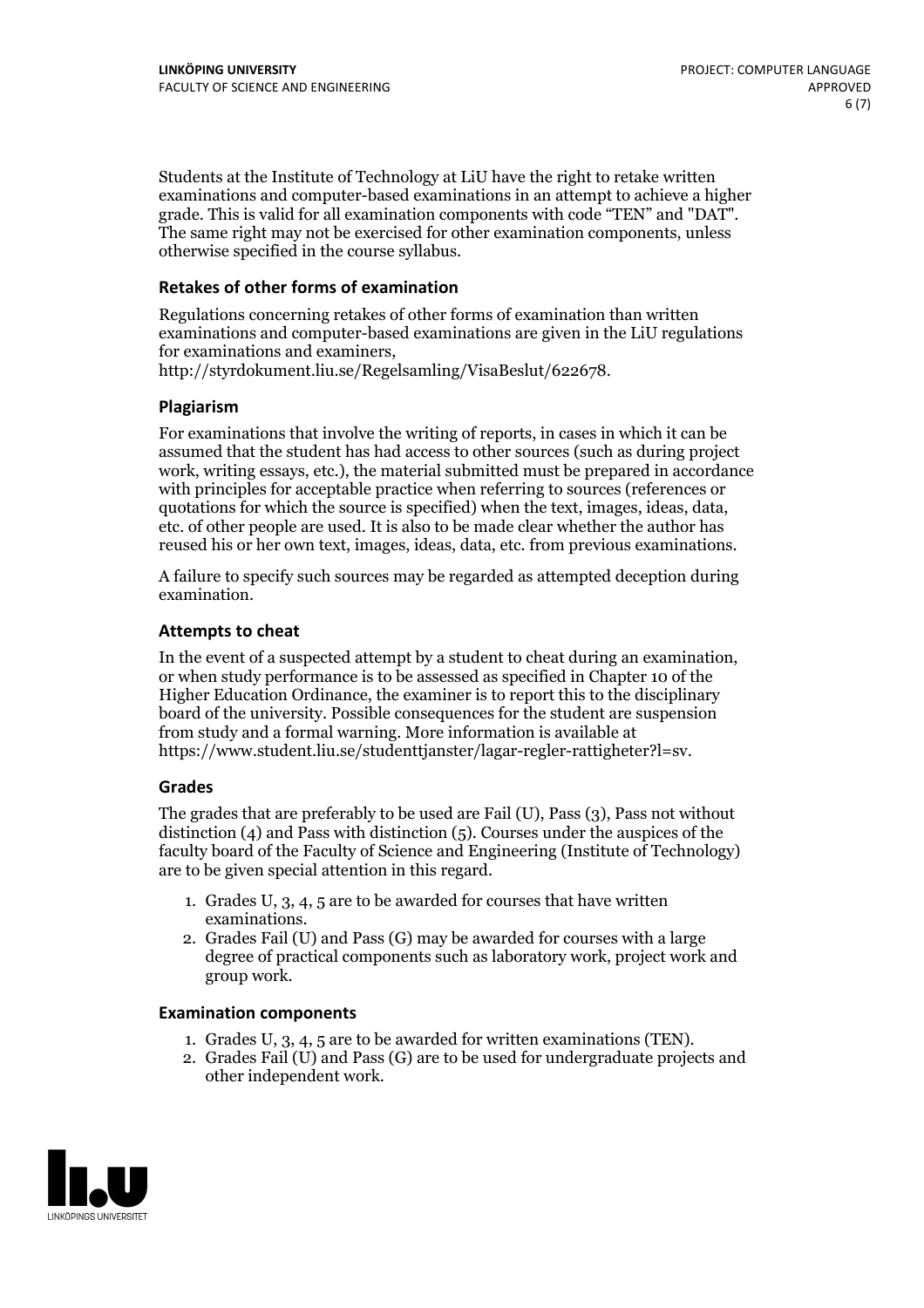Students at the Institute of Technology at LiU have the right to retake written examinations and computer-based examinations in an attempt to achieve a higher grade. This is valid for all examination components with code "TEN" and "DAT". The same right may not be exercised for other examination components, unless otherwise specified in the course syllabus.

### Retakes of other forms of examination

Regulations concerning retakes of other forms of examination than written examinations and computer-based examinations are given in the LiU regulations for examinations and examiners, http://styrdokument.liu.se/Regelsamling/VisaBeslut/622678.

### Plagiarism

For examinations that involve the writing of reports, in cases in which it can be assumed that the student has had access to other sources (such as during project work, writing essays, etc.), the material submitted must be prepared in accordance with principles for acceptable practice when referring to sources (references or quotations for which the source is specified) when the text, images, ideas, data, etc. of other people are used. It is also to be made clear whether the author has reused his or her own text, images, ideas, data, etc. from previous examinations.

A failure to specify such sources may be regarded as attempted deception during examination.

### Attempts to cheat

In the event of a suspected attempt by a student to cheat during an examination, or when study performance is to be assessed as specified in Chapter 10 of the Higher Education Ordinance, the examiner is to report this to the disciplinary board of the university. Possible consequences for the student are suspension from study and a formal warning. More information is available at https://www.student.liu.se/studenttjanster/lagar-regler-rattigheter?l=sv.

### Grades

The grades that are preferably to be used are Fail (U), Pass (3), Pass not without distinction (4) and Pass with distinction (5). Courses under the auspices of the faculty board of the Faculty of Science and Engineering (Institute of Technology) are to be given special attention in this regard.

1. Grades U, 3, 4, 5 are to be awarded for courses that have written examinations.
2. Grades Fail (U) and Pass (G) may be awarded for courses with a large degree of practical components such as laboratory work, project work and group work.

### Examination components

1. Grades U, 3, 4, 5 are to be awarded for written examinations (TEN).
2. Grades Fail (U) and Pass (G) are to be used for undergraduate projects and other independent work.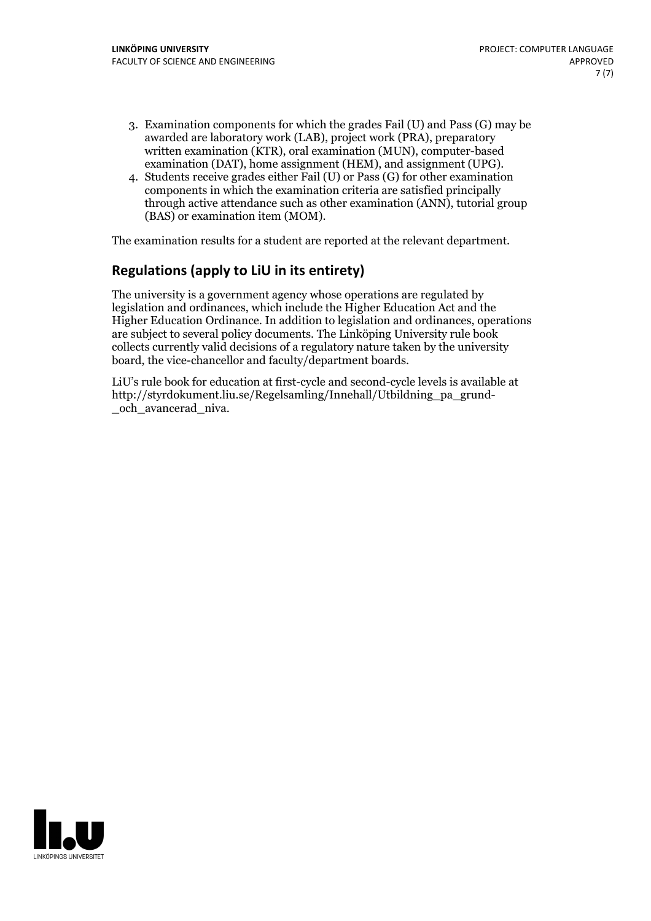3. Examination components for which the grades Fail (U) and Pass (G) may be awarded are laboratory work (LAB), project work (PRA), preparatory written examination (KTR), oral examination (MUN), computer-based examination (DAT), home assignment (HEM), and assignment (UPG).
4. Students receive grades either Fail (U) or Pass (G) for other examination components in which the examination criteria are satisfied principally through active attendance such as other examination (ANN), tutorial group (BAS) or examination item (MOM).

The examination results for a student are reported at the relevant department.

## Regulations (apply to LiU in its entirety)

The university is a government agency whose operations are regulated by legislation and ordinances, which include the Higher Education Act and the Higher Education Ordinance. In addition to legislation and ordinances, operations are subject to several policy documents. The Linköping University rule book collects currently valid decisions of a regulatory nature taken by the university board, the vice-chancellor and faculty/department boards.

LiU's rule book for education at first-cycle and second-cycle levels is available at http://styrdokument.liu.se/Regelsamling/Innehall/Utbildning_pa_grund-_och_avancerad_niva.